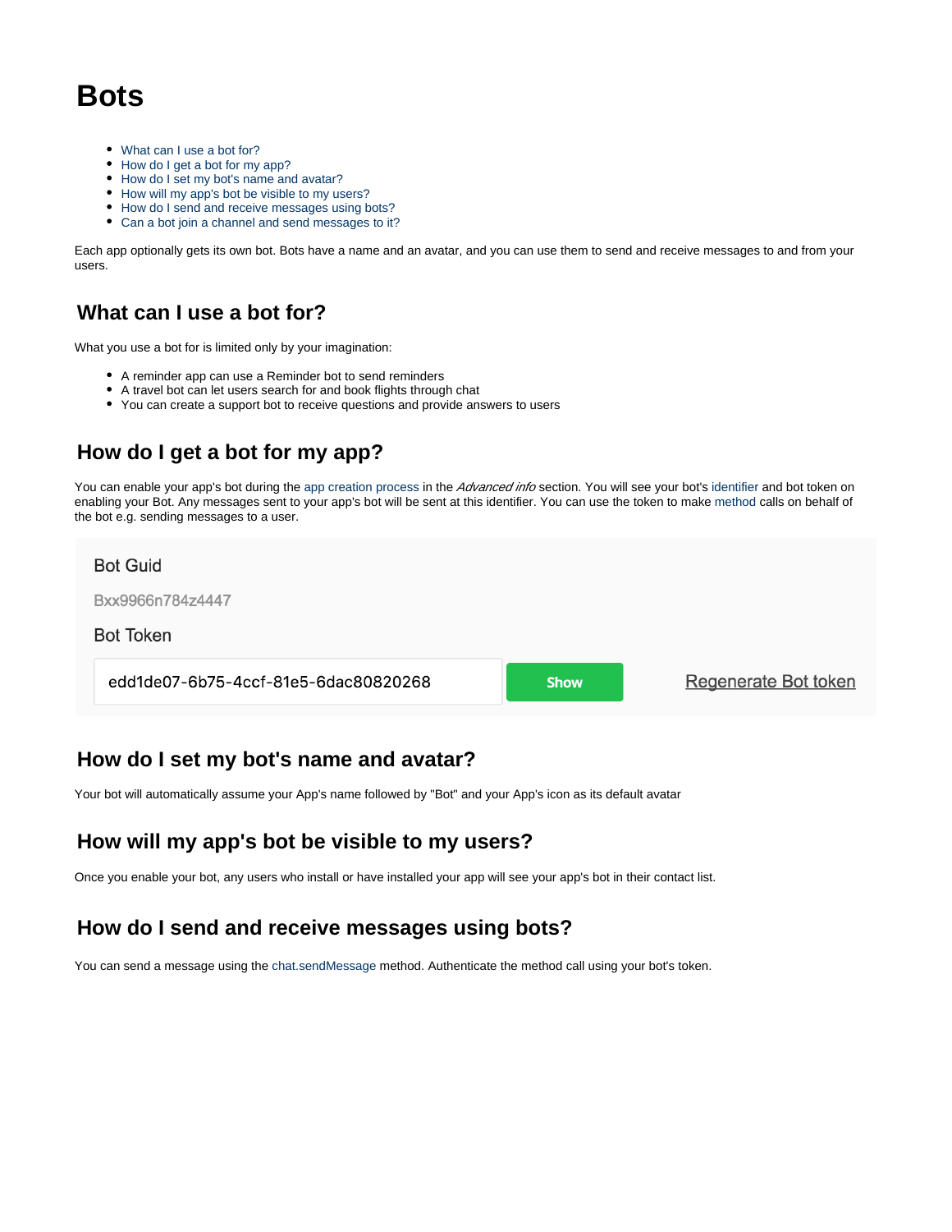# Bots

- What can I use a bot for?
- How do I get a bot for my app?
- How do I set my bot's name and avatar?
- How will my app's bot be visible to my users?
- How do I send and receive messages using bots?
- Can a bot join a channel and send messages to it?

Each app optionally gets its own bot. Bots have a name and an avatar, and you can use them to send and receive messages to and from your users.

## What can I use a bot for?

What you use a bot for is limited only by your imagination:

- A reminder app can use a Reminder bot to send reminders
- A travel bot can let users search for and book flights through chat
- You can create a support bot to receive questions and provide answers to users

## How do I get a bot for my app?

You can enable your app's bot during the app creation process in the *Advanced info* section. You will see your bot's identifier and bot token on enabling your Bot. Any messages sent to your app's bot will be sent at this identifier. You can use the token to make method calls on behalf of the bot e.g. sending messages to a user.

Bot Guid

Bxx9966n784z4447

Bot Token

edd1de07-6b75-4ccf-81e5-6dac80820268 | Show | Regenerate Bot token

## How do I set my bot's name and avatar?

Your bot will automatically assume your App's name followed by "Bot" and your App's icon as its default avatar

## How will my app's bot be visible to my users?

Once you enable your bot, any users who install or have installed your app will see your app's bot in their contact list.

## How do I send and receive messages using bots?

You can send a message using the chat.sendMessage method. Authenticate the method call using your bot's token.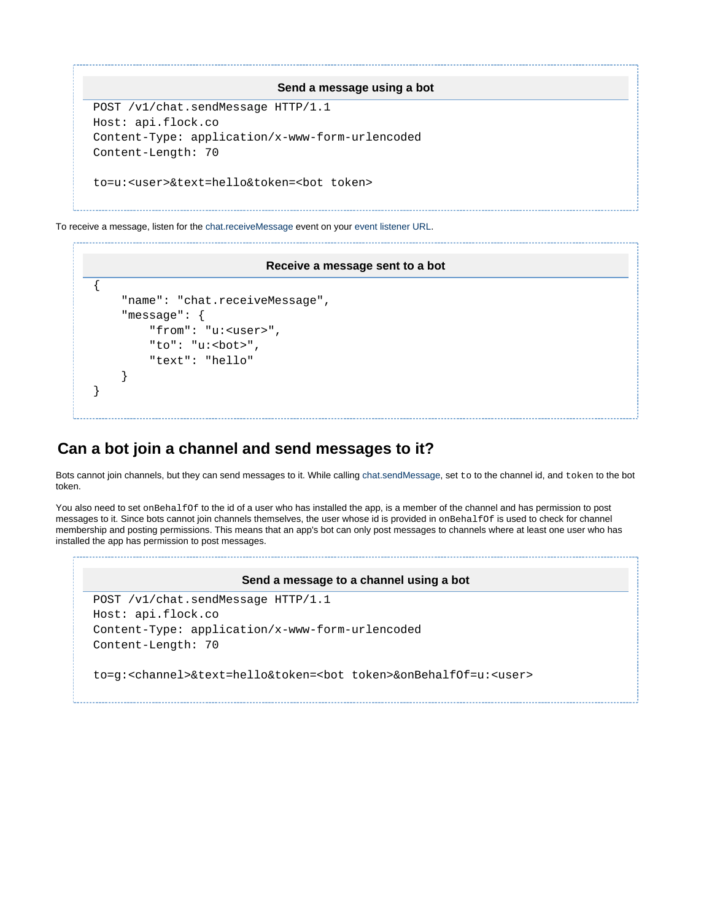**Send a message using a bot**

```
POST /v1/chat.sendMessage HTTP/1.1
Host: api.flock.co
Content-Type: application/x-www-form-urlencoded
Content-Length: 70

to=u:<user>&text=hello&token=<bot token>
```

To receive a message, listen for the chat.receiveMessage event on your event listener URL.

**Receive a message sent to a bot**

```
{
    "name": "chat.receiveMessage",
    "message": {
        "from": "u:<user>",
        "to": "u:<bot>",
        "text": "hello"
    }
}
```

## Can a bot join a channel and send messages to it?

Bots cannot join channels, but they can send messages to it. While calling chat.sendMessage, set `to` to the channel id, and `token` to the bot token.

You also need to set `onBehalfOf` to the id of a user who has installed the app, is a member of the channel and has permission to post messages to it. Since bots cannot join channels themselves, the user whose id is provided in `onBehalfOf` is used to check for channel membership and posting permissions. This means that an app's bot can only post messages to channels where at least one user who has installed the app has permission to post messages.

**Send a message to a channel using a bot**

```
POST /v1/chat.sendMessage HTTP/1.1
Host: api.flock.co
Content-Type: application/x-www-form-urlencoded
Content-Length: 70

to=g:<channel>&text=hello&token=<bot token>&onBehalfOf=u:<user>
```